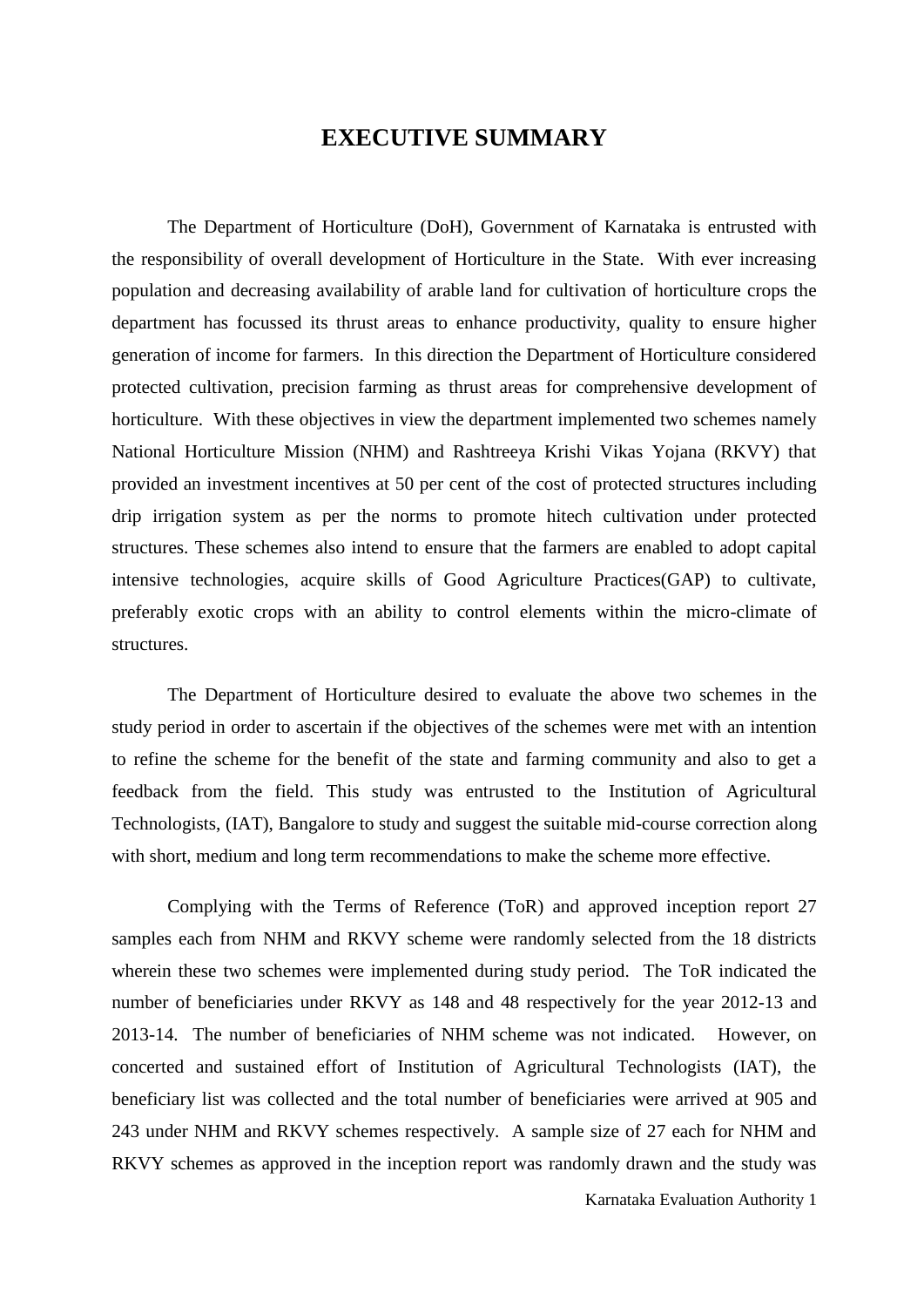# EXECUTIVE SUMMARY

The Department of Horticulture (DoH), Government of Karnataka is entrusted with the responsibility of overall development of Horticulture in the State. With ever increasing population and decreasing availability of arable land for cultivation of horticulture crops the department has focussed its thrust areas to enhance productivity, quality to ensure higher generation of income for farmers. In this direction the Department of Horticulture considered protected cultivation, precision farming as thrust areas for comprehensive development of horticulture. With these objectives in view the department implemented two schemes namely National Horticulture Mission (NHM) and Rashtreeya Krishi Vikas Yojana (RKVY) that provided an investment incentives at 50 per cent of the cost of protected structures including drip irrigation system as per the norms to promote hitech cultivation under protected structures. These schemes also intend to ensure that the farmers are enabled to adopt capital intensive technologies, acquire skills of Good Agriculture Practices(GAP) to cultivate, preferably exotic crops with an ability to control elements within the micro-climate of structures.

The Department of Horticulture desired to evaluate the above two schemes in the study period in order to ascertain if the objectives of the schemes were met with an intention to refine the scheme for the benefit of the state and farming community and also to get a feedback from the field. This study was entrusted to the Institution of Agricultural Technologists, (IAT), Bangalore to study and suggest the suitable mid-course correction along with short, medium and long term recommendations to make the scheme more effective.

Complying with the Terms of Reference (ToR) and approved inception report 27 samples each from NHM and RKVY scheme were randomly selected from the 18 districts wherein these two schemes were implemented during study period. The ToR indicated the number of beneficiaries under RKVY as 148 and 48 respectively for the year 2012-13 and 2013-14. The number of beneficiaries of NHM scheme was not indicated. However, on concerted and sustained effort of Institution of Agricultural Technologists (IAT), the beneficiary list was collected and the total number of beneficiaries were arrived at 905 and 243 under NHM and RKVY schemes respectively. A sample size of 27 each for NHM and RKVY schemes as approved in the inception report was randomly drawn and the study was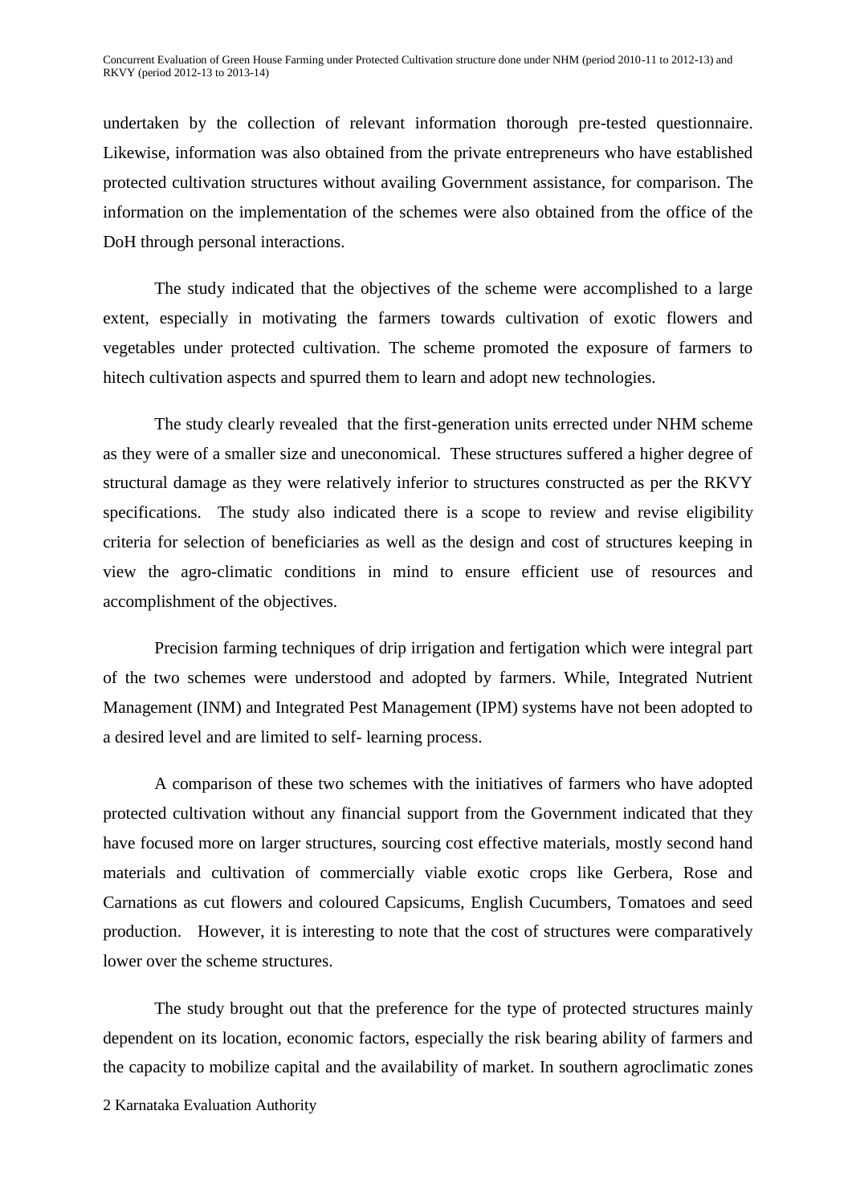undertaken by the collection of relevant information thorough pre-tested questionnaire. Likewise, information was also obtained from the private entrepreneurs who have established protected cultivation structures without availing Government assistance, for comparison. The information on the implementation of the schemes were also obtained from the office of the DoH through personal interactions.

The study indicated that the objectives of the scheme were accomplished to a large extent, especially in motivating the farmers towards cultivation of exotic flowers and vegetables under protected cultivation. The scheme promoted the exposure of farmers to hitech cultivation aspects and spurred them to learn and adopt new technologies.

The study clearly revealed that the first-generation units errected under NHM scheme as they were of a smaller size and uneconomical. These structures suffered a higher degree of structural damage as they were relatively inferior to structures constructed as per the RKVY specifications. The study also indicated there is a scope to review and revise eligibility criteria for selection of beneficiaries as well as the design and cost of structures keeping in view the agro-climatic conditions in mind to ensure efficient use of resources and accomplishment of the objectives.

Precision farming techniques of drip irrigation and fertigation which were integral part of the two schemes were understood and adopted by farmers. While, Integrated Nutrient Management (INM) and Integrated Pest Management (IPM) systems have not been adopted to a desired level and are limited to self- learning process.

A comparison of these two schemes with the initiatives of farmers who have adopted protected cultivation without any financial support from the Government indicated that they have focused more on larger structures, sourcing cost effective materials, mostly second hand materials and cultivation of commercially viable exotic crops like Gerbera, Rose and Carnations as cut flowers and coloured Capsicums, English Cucumbers, Tomatoes and seed production. However, it is interesting to note that the cost of structures were comparatively lower over the scheme structures.

The study brought out that the preference for the type of protected structures mainly dependent on its location, economic factors, especially the risk bearing ability of farmers and the capacity to mobilize capital and the availability of market. In southern agroclimatic zones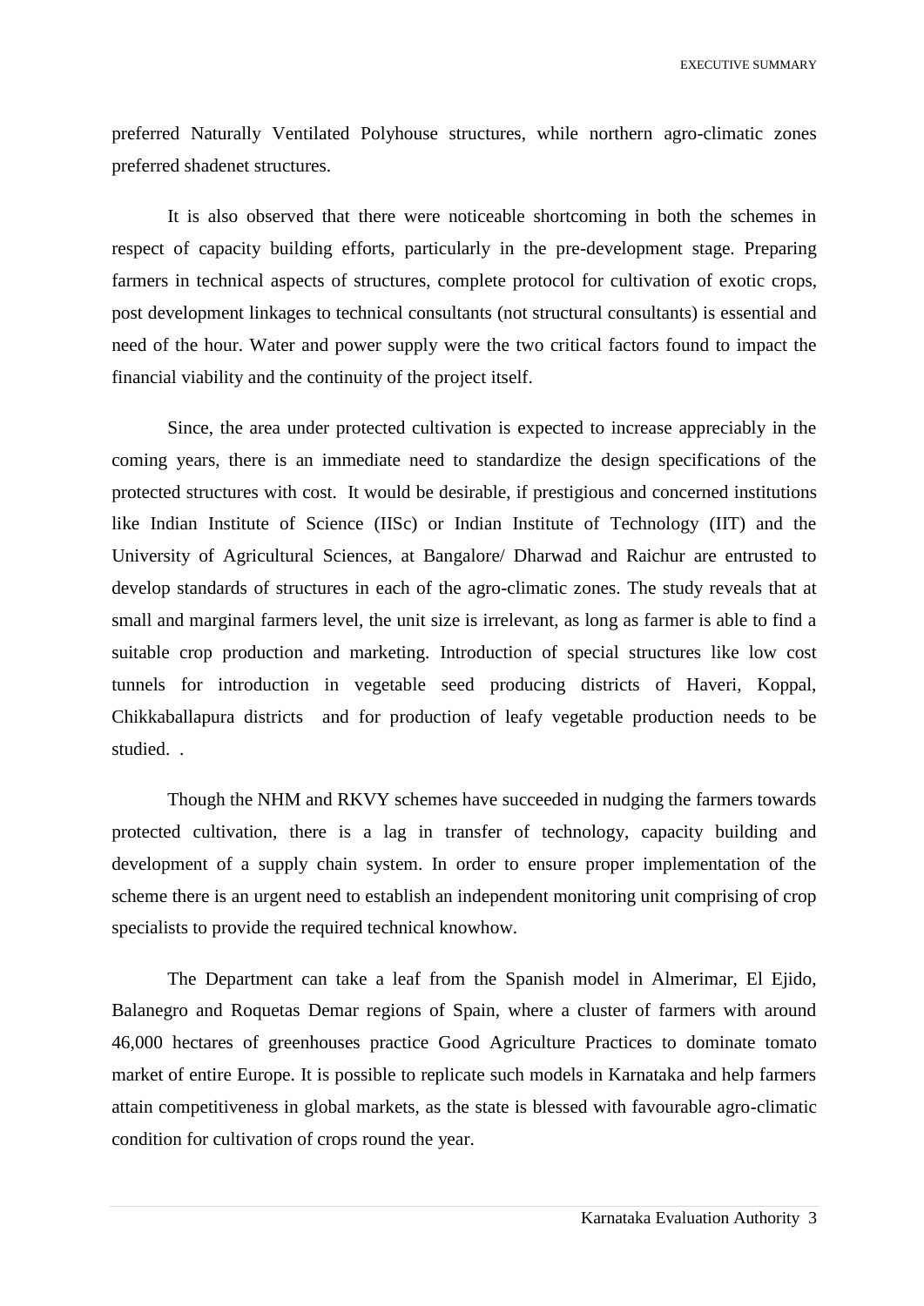preferred Naturally Ventilated Polyhouse structures, while northern agro-climatic zones preferred shadenet structures.

It is also observed that there were noticeable shortcoming in both the schemes in respect of capacity building efforts, particularly in the pre-development stage. Preparing farmers in technical aspects of structures, complete protocol for cultivation of exotic crops, post development linkages to technical consultants (not structural consultants) is essential and need of the hour. Water and power supply were the two critical factors found to impact the financial viability and the continuity of the project itself.

Since, the area under protected cultivation is expected to increase appreciably in the coming years, there is an immediate need to standardize the design specifications of the protected structures with cost. It would be desirable, if prestigious and concerned institutions like Indian Institute of Science (IISc) or Indian Institute of Technology (IIT) and the University of Agricultural Sciences, at Bangalore/ Dharwad and Raichur are entrusted to develop standards of structures in each of the agro-climatic zones. The study reveals that at small and marginal farmers level, the unit size is irrelevant, as long as farmer is able to find a suitable crop production and marketing. Introduction of special structures like low cost tunnels for introduction in vegetable seed producing districts of Haveri, Koppal, Chikkaballapura districts and for production of leafy vegetable production needs to be studied. .

Though the NHM and RKVY schemes have succeeded in nudging the farmers towards protected cultivation, there is a lag in transfer of technology, capacity building and development of a supply chain system. In order to ensure proper implementation of the scheme there is an urgent need to establish an independent monitoring unit comprising of crop specialists to provide the required technical knowhow.

The Department can take a leaf from the Spanish model in Almerimar, El Ejido, Balanegro and Roquetas Demar regions of Spain, where a cluster of farmers with around 46,000 hectares of greenhouses practice Good Agriculture Practices to dominate tomato market of entire Europe. It is possible to replicate such models in Karnataka and help farmers attain competitiveness in global markets, as the state is blessed with favourable agro-climatic condition for cultivation of crops round the year.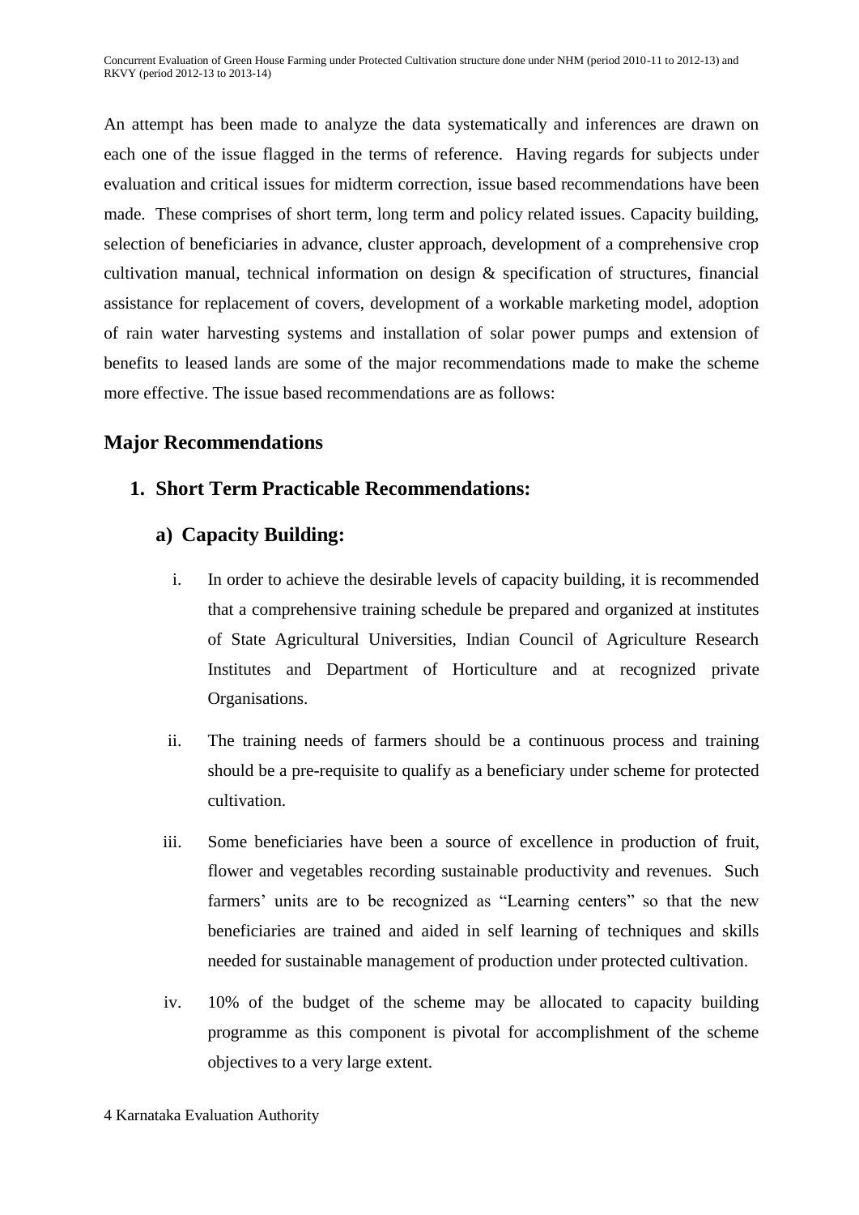An attempt has been made to analyze the data systematically and inferences are drawn on each one of the issue flagged in the terms of reference. Having regards for subjects under evaluation and critical issues for midterm correction, issue based recommendations have been made. These comprises of short term, long term and policy related issues. Capacity building, selection of beneficiaries in advance, cluster approach, development of a comprehensive crop cultivation manual, technical information on design & specification of structures, financial assistance for replacement of covers, development of a workable marketing model, adoption of rain water harvesting systems and installation of solar power pumps and extension of benefits to leased lands are some of the major recommendations made to make the scheme more effective. The issue based recommendations are as follows:

## Major Recommendations

### 1. Short Term Practicable Recommendations:

#### a) Capacity Building:

i. In order to achieve the desirable levels of capacity building, it is recommended that a comprehensive training schedule be prepared and organized at institutes of State Agricultural Universities, Indian Council of Agriculture Research Institutes and Department of Horticulture and at recognized private Organisations.

ii. The training needs of farmers should be a continuous process and training should be a pre-requisite to qualify as a beneficiary under scheme for protected cultivation.

iii. Some beneficiaries have been a source of excellence in production of fruit, flower and vegetables recording sustainable productivity and revenues. Such farmers' units are to be recognized as "Learning centers" so that the new beneficiaries are trained and aided in self learning of techniques and skills needed for sustainable management of production under protected cultivation.

iv. 10% of the budget of the scheme may be allocated to capacity building programme as this component is pivotal for accomplishment of the scheme objectives to a very large extent.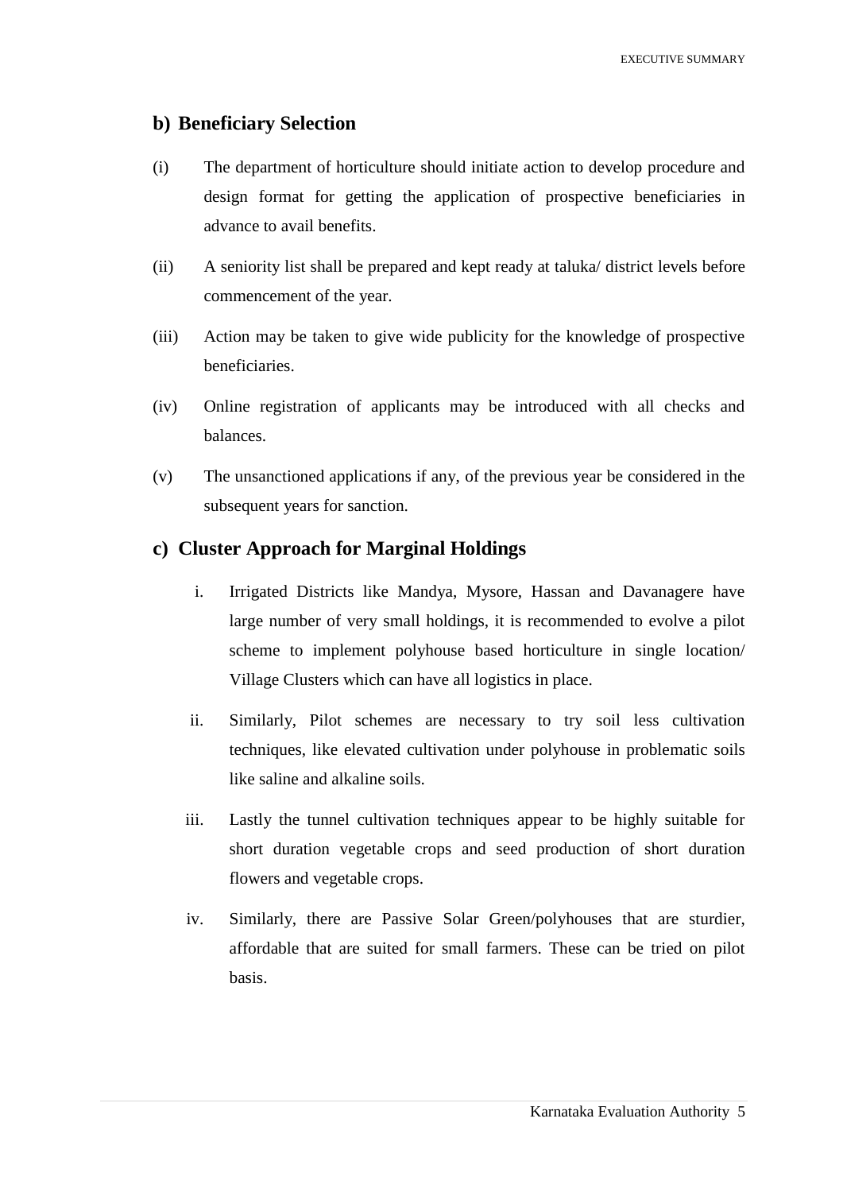## b) Beneficiary Selection

(i) The department of horticulture should initiate action to develop procedure and design format for getting the application of prospective beneficiaries in advance to avail benefits.

(ii) A seniority list shall be prepared and kept ready at taluka/ district levels before commencement of the year.

(iii) Action may be taken to give wide publicity for the knowledge of prospective beneficiaries.

(iv) Online registration of applicants may be introduced with all checks and balances.

(v) The unsanctioned applications if any, of the previous year be considered in the subsequent years for sanction.

## c) Cluster Approach for Marginal Holdings

i. Irrigated Districts like Mandya, Mysore, Hassan and Davanagere have large number of very small holdings, it is recommended to evolve a pilot scheme to implement polyhouse based horticulture in single location/ Village Clusters which can have all logistics in place.

ii. Similarly, Pilot schemes are necessary to try soil less cultivation techniques, like elevated cultivation under polyhouse in problematic soils like saline and alkaline soils.

iii. Lastly the tunnel cultivation techniques appear to be highly suitable for short duration vegetable crops and seed production of short duration flowers and vegetable crops.

iv. Similarly, there are Passive Solar Green/polyhouses that are sturdier, affordable that are suited for small farmers. These can be tried on pilot basis.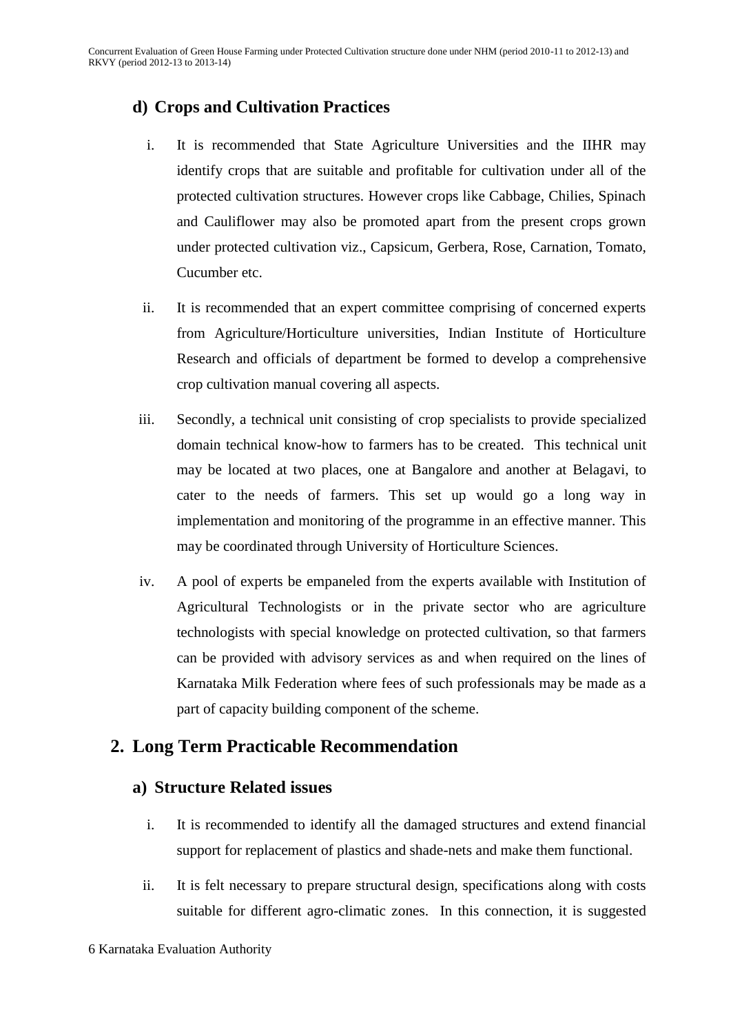### d) Crops and Cultivation Practices

i. It is recommended that State Agriculture Universities and the IIHR may identify crops that are suitable and profitable for cultivation under all of the protected cultivation structures. However crops like Cabbage, Chilies, Spinach and Cauliflower may also be promoted apart from the present crops grown under protected cultivation viz., Capsicum, Gerbera, Rose, Carnation, Tomato, Cucumber etc.

ii. It is recommended that an expert committee comprising of concerned experts from Agriculture/Horticulture universities, Indian Institute of Horticulture Research and officials of department be formed to develop a comprehensive crop cultivation manual covering all aspects.

iii. Secondly, a technical unit consisting of crop specialists to provide specialized domain technical know-how to farmers has to be created. This technical unit may be located at two places, one at Bangalore and another at Belagavi, to cater to the needs of farmers. This set up would go a long way in implementation and monitoring of the programme in an effective manner. This may be coordinated through University of Horticulture Sciences.

iv. A pool of experts be empaneled from the experts available with Institution of Agricultural Technologists or in the private sector who are agriculture technologists with special knowledge on protected cultivation, so that farmers can be provided with advisory services as and when required on the lines of Karnataka Milk Federation where fees of such professionals may be made as a part of capacity building component of the scheme.

## 2. Long Term Practicable Recommendation

### a) Structure Related issues

i. It is recommended to identify all the damaged structures and extend financial support for replacement of plastics and shade-nets and make them functional.

ii. It is felt necessary to prepare structural design, specifications along with costs suitable for different agro-climatic zones. In this connection, it is suggested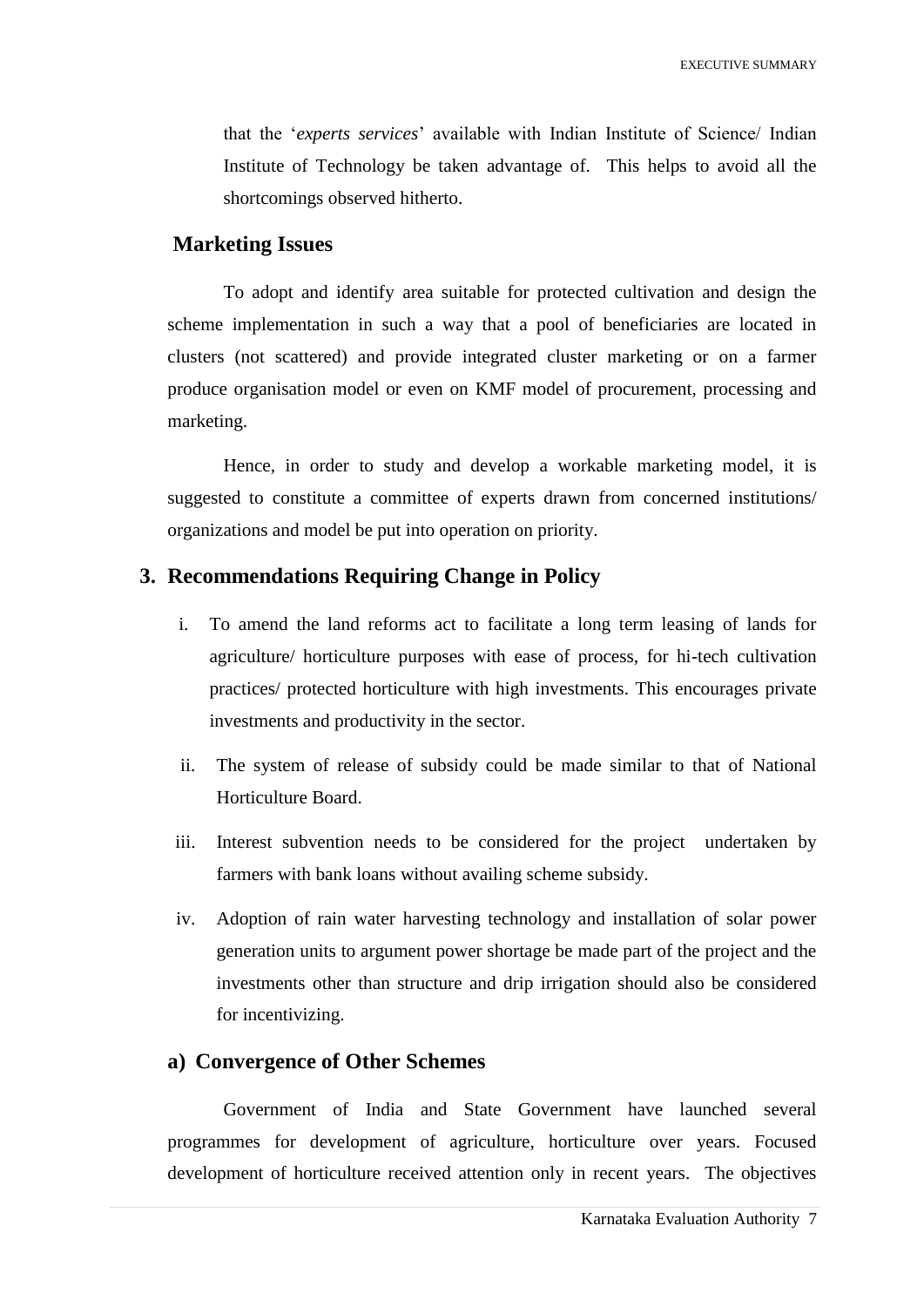that the '*experts services*' available with Indian Institute of Science/ Indian Institute of Technology be taken advantage of. This helps to avoid all the shortcomings observed hitherto.

### Marketing Issues

To adopt and identify area suitable for protected cultivation and design the scheme implementation in such a way that a pool of beneficiaries are located in clusters (not scattered) and provide integrated cluster marketing or on a farmer produce organisation model or even on KMF model of procurement, processing and marketing.

Hence, in order to study and develop a workable marketing model, it is suggested to constitute a committee of experts drawn from concerned institutions/ organizations and model be put into operation on priority.

## 3. Recommendations Requiring Change in Policy

i. To amend the land reforms act to facilitate a long term leasing of lands for agriculture/ horticulture purposes with ease of process, for hi-tech cultivation practices/ protected horticulture with high investments. This encourages private investments and productivity in the sector.

ii. The system of release of subsidy could be made similar to that of National Horticulture Board.

iii. Interest subvention needs to be considered for the project undertaken by farmers with bank loans without availing scheme subsidy.

iv. Adoption of rain water harvesting technology and installation of solar power generation units to argument power shortage be made part of the project and the investments other than structure and drip irrigation should also be considered for incentivizing.

### a) Convergence of Other Schemes

Government of India and State Government have launched several programmes for development of agriculture, horticulture over years. Focused development of horticulture received attention only in recent years. The objectives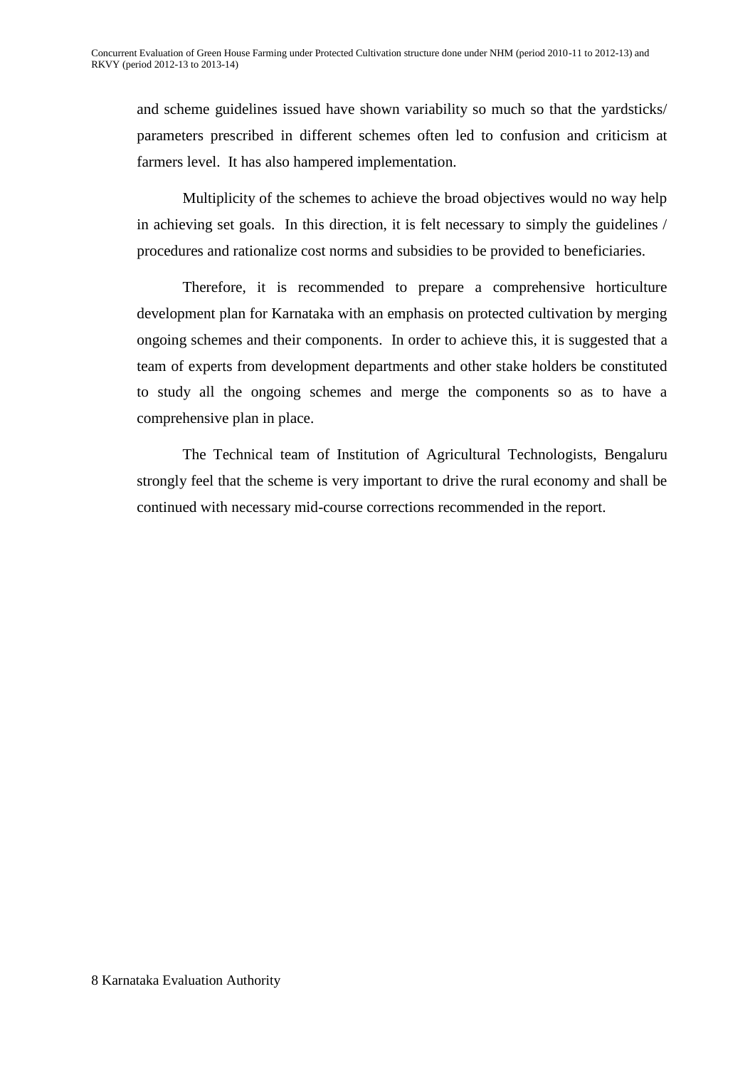and scheme guidelines issued have shown variability so much so that the yardsticks/ parameters prescribed in different schemes often led to confusion and criticism at farmers level. It has also hampered implementation.

Multiplicity of the schemes to achieve the broad objectives would no way help in achieving set goals. In this direction, it is felt necessary to simply the guidelines / procedures and rationalize cost norms and subsidies to be provided to beneficiaries.

Therefore, it is recommended to prepare a comprehensive horticulture development plan for Karnataka with an emphasis on protected cultivation by merging ongoing schemes and their components. In order to achieve this, it is suggested that a team of experts from development departments and other stake holders be constituted to study all the ongoing schemes and merge the components so as to have a comprehensive plan in place.

The Technical team of Institution of Agricultural Technologists, Bengaluru strongly feel that the scheme is very important to drive the rural economy and shall be continued with necessary mid-course corrections recommended in the report.